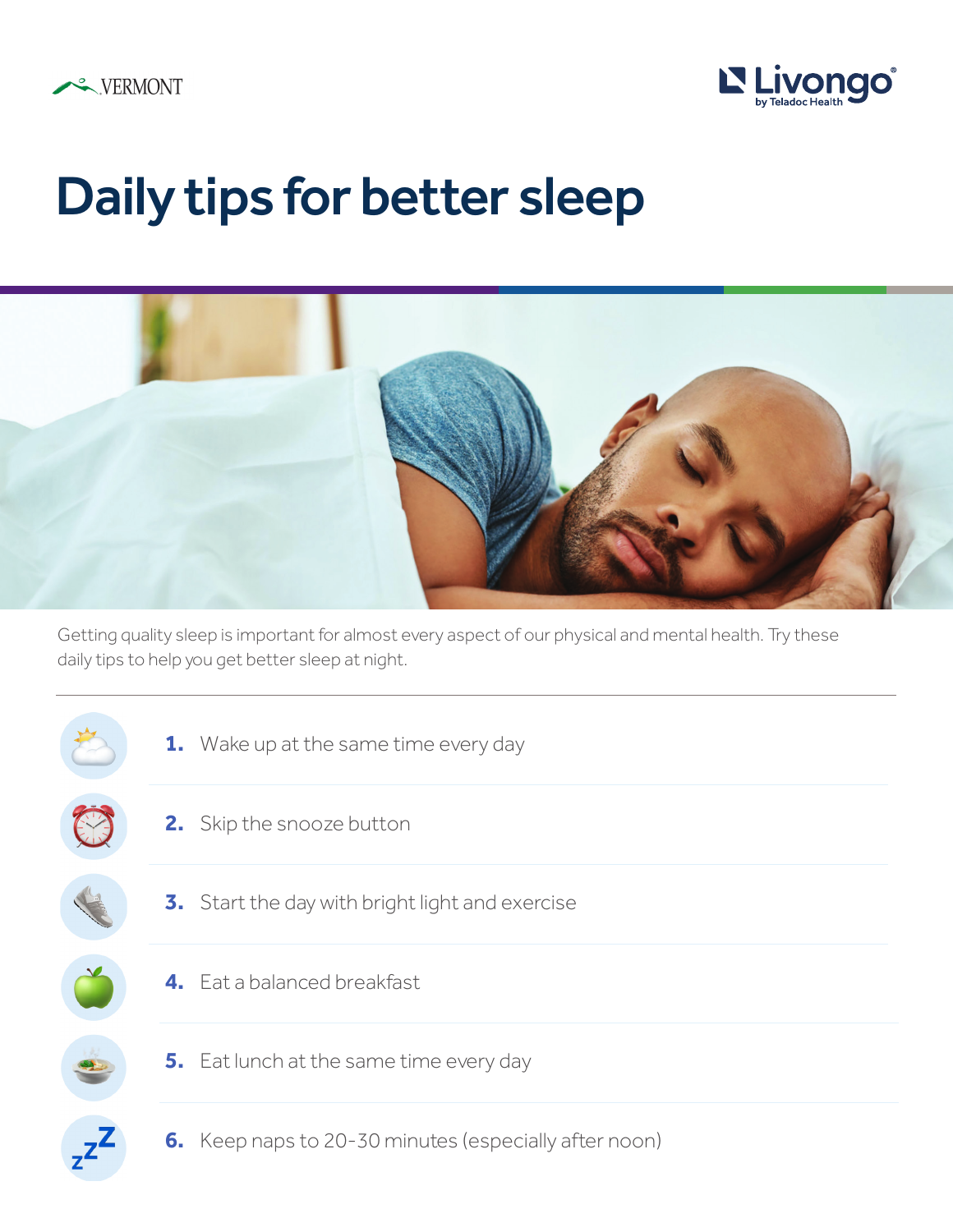# Daily tips for better sleep

Getting quality sleep is important for almost every aspect of our physical and mental health. Try these daily tips to help you get better sleep at night.

1. Wake up at the same time every day
2. Skip the snooze button
3. Start the day with bright light and exercise
4. Eat a balanced breakfast
5. Eat lunch at the same time every day
6. Keep naps to 20-30 minutes (especially after noon)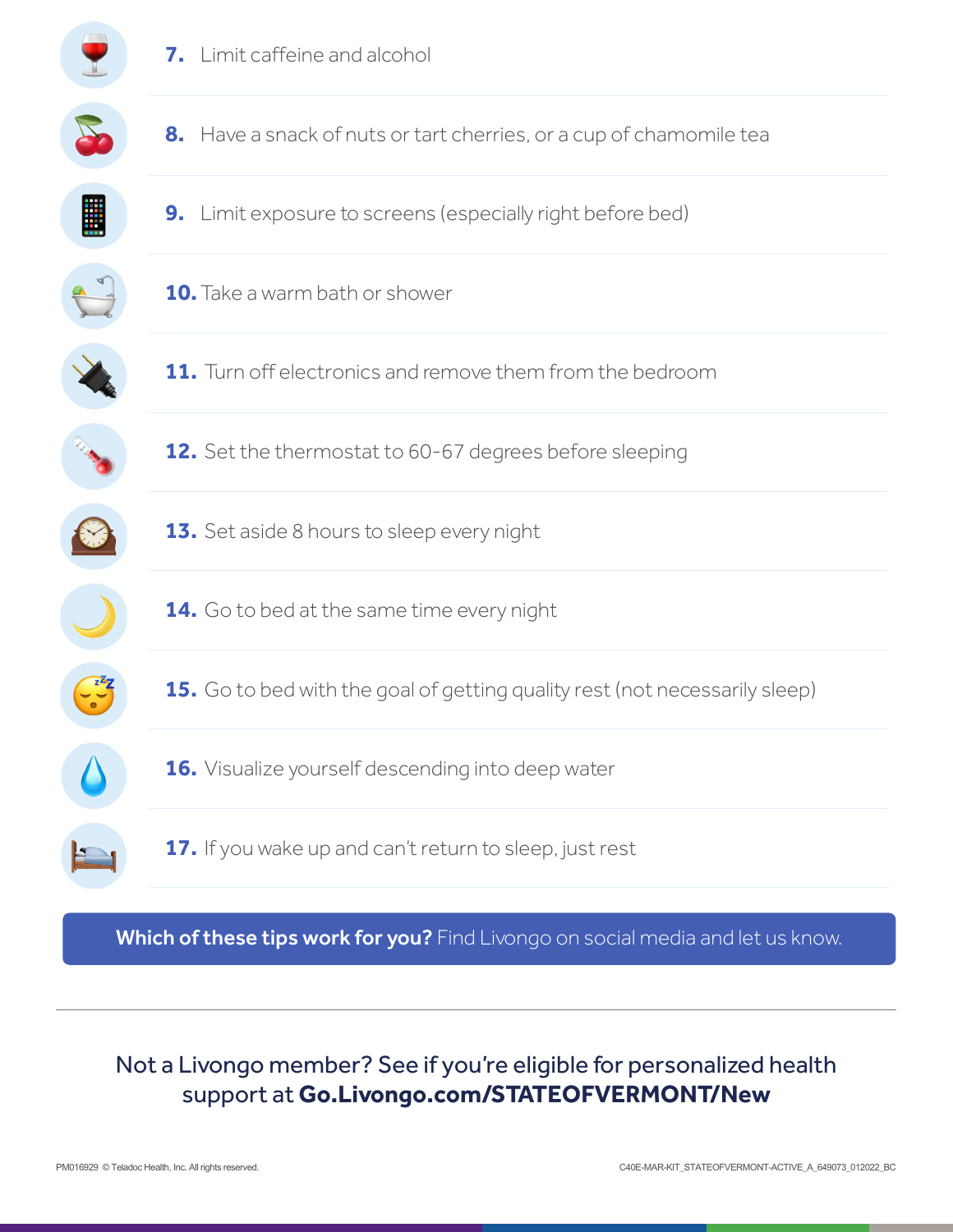**7.** Limit caffeine and alcohol

**8.** Have a snack of nuts or tart cherries, or a cup of chamomile tea

**9.** Limit exposure to screens (especially right before bed)

**10.** Take a warm bath or shower

**11.** Turn off electronics and remove them from the bedroom

**12.** Set the thermostat to 60-67 degrees before sleeping

**13.** Set aside 8 hours to sleep every night

**14.** Go to bed at the same time every night

**15.** Go to bed with the goal of getting quality rest (not necessarily sleep)

**16.** Visualize yourself descending into deep water

**17.** If you wake up and can't return to sleep, just rest

**Which of these tips work for you?** Find Livongo on social media and let us know.

---

Not a Livongo member? See if you're eligible for personalized health support at **Go.Livongo.com/STATEOFVERMONT/New**

PM016929 © Teladoc Health, Inc. All rights reserved.

C40E-MAR-KIT_STATEOFVERMONT-ACTIVE_A_649073_012022_BC